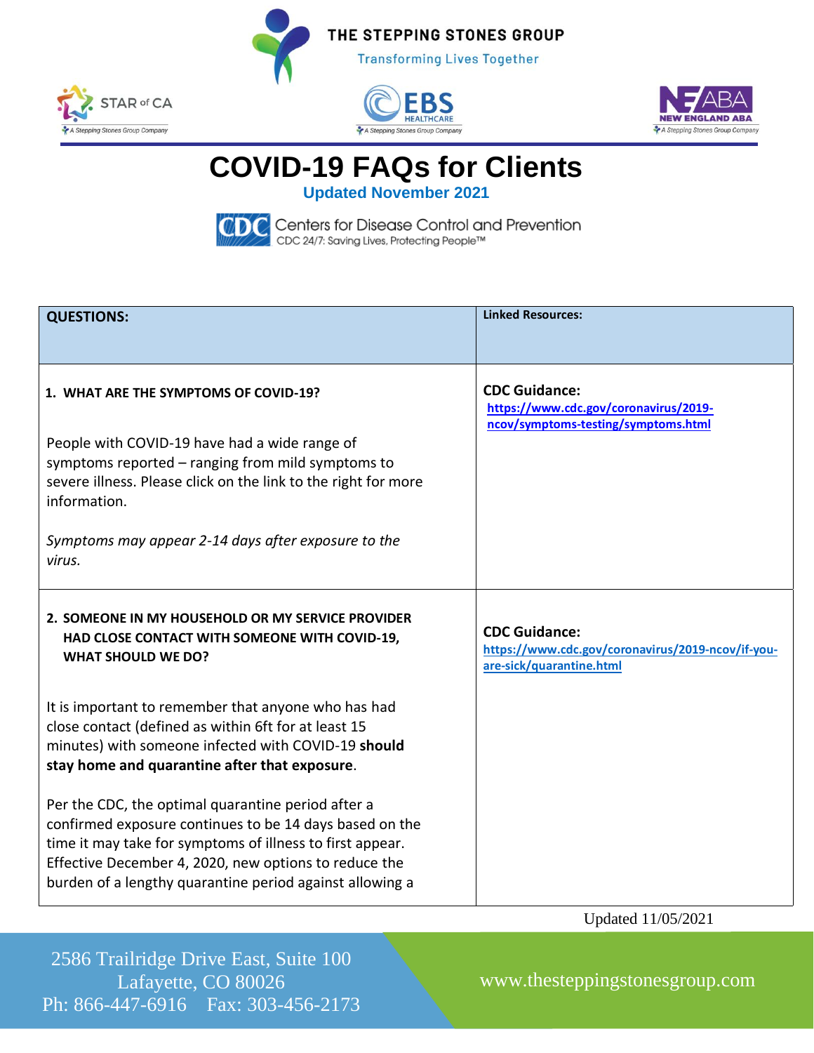THE STEPPING STONES GROUP

Transforming Lives Together

STAR of CA — A Stepping Stones Group Company

EBS HEALTHCARE — A Stepping Stones Group Company

NEW ENGLAND ABA — A Stepping Stones Group Company

# COVID-19 FAQs for Clients

**Updated November 2021**

CDC Centers for Disease Control and Prevention
CDC 24/7: Saving Lives, Protecting People™

| **QUESTIONS:** | **Linked Resources:** |
|---|---|
| **1. WHAT ARE THE SYMPTOMS OF COVID-19?**<br><br>People with COVID-19 have had a wide range of symptoms reported – ranging from mild symptoms to severe illness. Please click on the link to the right for more information.<br><br>*Symptoms may appear 2-14 days after exposure to the virus.* | **CDC Guidance:**<br>**https://www.cdc.gov/coronavirus/2019-ncov/symptoms-testing/symptoms.html** |
| **2. SOMEONE IN MY HOUSEHOLD OR MY SERVICE PROVIDER HAD CLOSE CONTACT WITH SOMEONE WITH COVID-19, WHAT SHOULD WE DO?**<br><br>It is important to remember that anyone who has had close contact (defined as within 6ft for at least 15 minutes) with someone infected with COVID-19 **should stay home and quarantine after that exposure**.<br><br>Per the CDC, the optimal quarantine period after a confirmed exposure continues to be 14 days based on the time it may take for symptoms of illness to first appear. Effective December 4, 2020, new options to reduce the burden of a lengthy quarantine period against allowing a | **CDC Guidance:**<br>**https://www.cdc.gov/coronavirus/2019-ncov/if-you-are-sick/quarantine.html** |

Updated 11/05/2021

2586 Trailridge Drive East, Suite 100
Lafayette, CO 80026
Ph: 866-447-6916 Fax: 303-456-2173

www.thesteppingstonesgroup.com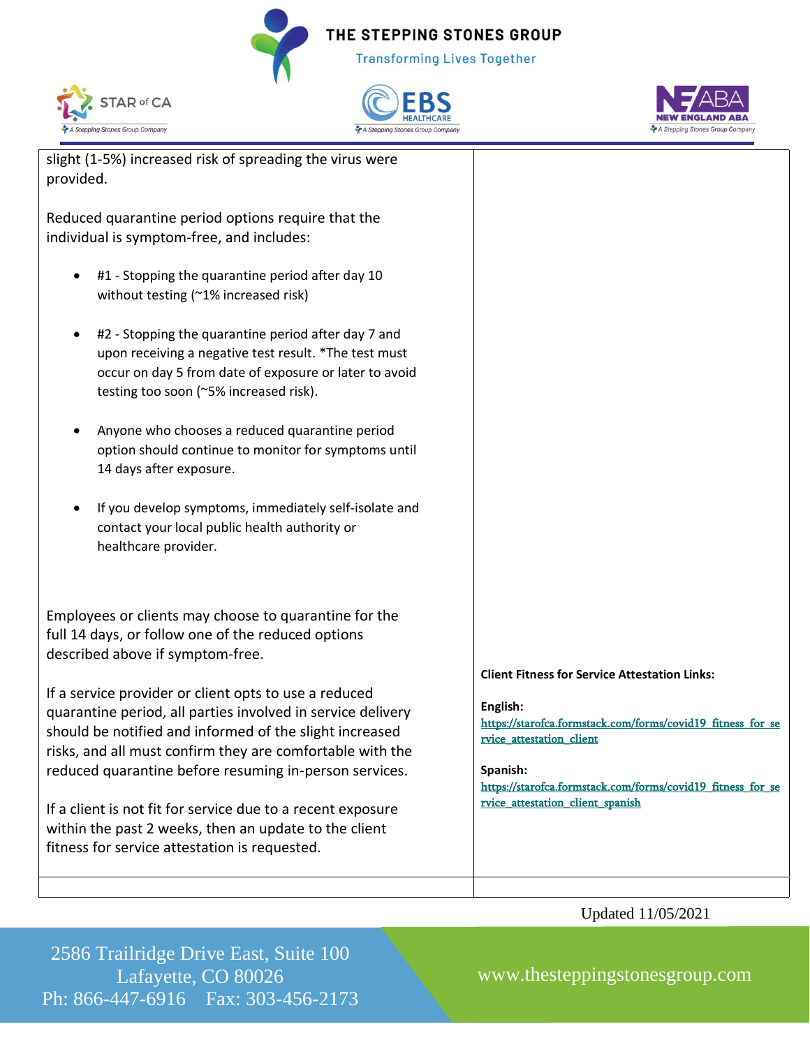| | |
|---|---|
| slight (1-5%) increased risk of spreading the virus were provided.<br><br>Reduced quarantine period options require that the individual is symptom-free, and includes:<br><br>• #1 - Stopping the quarantine period after day 10 without testing (~1% increased risk)<br>• #2 - Stopping the quarantine period after day 7 and upon receiving a negative test result. *The test must occur on day 5 from date of exposure or later to avoid testing too soon (~5% increased risk).<br>• Anyone who chooses a reduced quarantine period option should continue to monitor for symptoms until 14 days after exposure.<br>• If you develop symptoms, immediately self-isolate and contact your local public health authority or healthcare provider.<br><br>Employees or clients may choose to quarantine for the full 14 days, or follow one of the reduced options described above if symptom-free.<br><br>If a service provider or client opts to use a reduced quarantine period, all parties involved in service delivery should be notified and informed of the slight increased risks, and all must confirm they are comfortable with the reduced quarantine before resuming in-person services.<br><br>If a client is not fit for service due to a recent exposure within the past 2 weeks, then an update to the client fitness for service attestation is requested. | **Client Fitness for Service Attestation Links:**<br><br>**English:**<br>https://starofca.formstack.com/forms/covid19_fitness_for_service_attestation_client<br><br>**Spanish:**<br>https://starofca.formstack.com/forms/covid19_fitness_for_service_attestation_client_spanish |
| | |

Updated 11/05/2021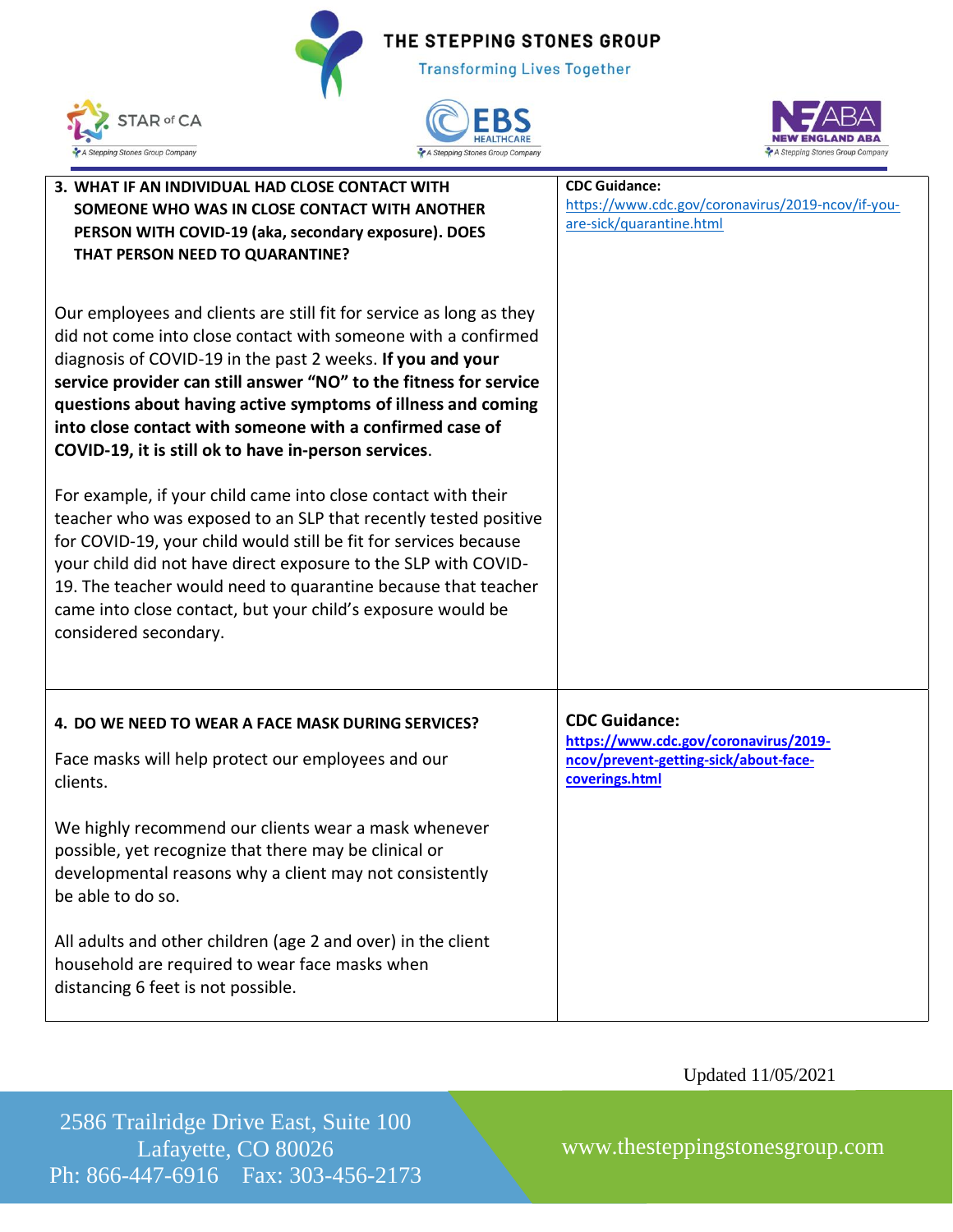| | |
|---|---|
| **3. WHAT IF AN INDIVIDUAL HAD CLOSE CONTACT WITH SOMEONE WHO WAS IN CLOSE CONTACT WITH ANOTHER PERSON WITH COVID-19 (aka, secondary exposure). DOES THAT PERSON NEED TO QUARANTINE?**<br><br>Our employees and clients are still fit for service as long as they did not come into close contact with someone with a confirmed diagnosis of COVID-19 in the past 2 weeks. **If you and your service provider can still answer "NO" to the fitness for service questions about having active symptoms of illness and coming into close contact with someone with a confirmed case of COVID-19, it is still ok to have in-person services**.<br><br>For example, if your child came into close contact with their teacher who was exposed to an SLP that recently tested positive for COVID-19, your child would still be fit for services because your child did not have direct exposure to the SLP with COVID-19. The teacher would need to quarantine because that teacher came into close contact, but your child's exposure would be considered secondary. | **CDC Guidance:**<br>https://www.cdc.gov/coronavirus/2019-ncov/if-you-are-sick/quarantine.html |
| **4. DO WE NEED TO WEAR A FACE MASK DURING SERVICES?**<br><br>Face masks will help protect our employees and our clients.<br><br>We highly recommend our clients wear a mask whenever possible, yet recognize that there may be clinical or developmental reasons why a client may not consistently be able to do so.<br><br>All adults and other children (age 2 and over) in the client household are required to wear face masks when distancing 6 feet is not possible. | **CDC Guidance:**<br>**https://www.cdc.gov/coronavirus/2019-ncov/prevent-getting-sick/about-face-coverings.html** |

Updated 11/05/2021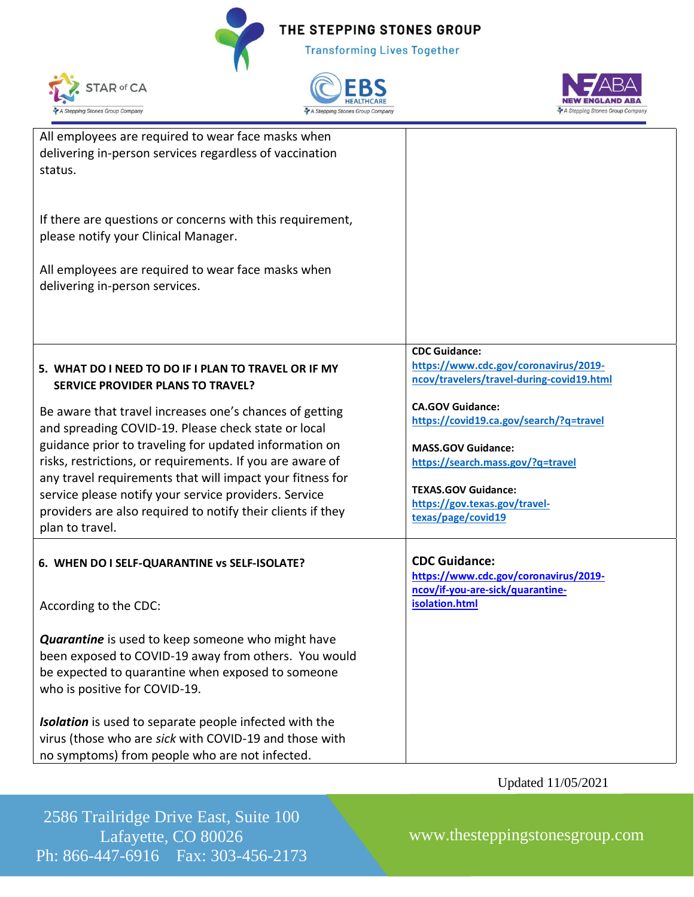| | |
|---|---|
| All employees are required to wear face masks when delivering in-person services regardless of vaccination status.<br><br>If there are questions or concerns with this requirement, please notify your Clinical Manager.<br><br>All employees are required to wear face masks when delivering in-person services. | |
| **5. WHAT DO I NEED TO DO IF I PLAN TO TRAVEL OR IF MY SERVICE PROVIDER PLANS TO TRAVEL?**<br><br>Be aware that travel increases one's chances of getting and spreading COVID-19. Please check state or local guidance prior to traveling for updated information on risks, restrictions, or requirements. If you are aware of any travel requirements that will impact your fitness for service please notify your service providers. Service providers are also required to notify their clients if they plan to travel. | **CDC Guidance:**<br>https://www.cdc.gov/coronavirus/2019-ncov/travelers/travel-during-covid19.html<br><br>**CA.GOV Guidance:**<br>https://covid19.ca.gov/search/?q=travel<br><br>**MASS.GOV Guidance:**<br>https://search.mass.gov/?q=travel<br><br>**TEXAS.GOV Guidance:**<br>https://gov.texas.gov/travel-texas/page/covid19 |
| **6. WHEN DO I SELF-QUARANTINE vs SELF-ISOLATE?**<br><br>According to the CDC:<br><br>***Quarantine*** is used to keep someone who might have been exposed to COVID-19 away from others. You would be expected to quarantine when exposed to someone who is positive for COVID-19.<br><br>***Isolation*** is used to separate people infected with the virus (those who are *sick* with COVID-19 and those with no symptoms) from people who are not infected. | **CDC Guidance:**<br>https://www.cdc.gov/coronavirus/2019-ncov/if-you-are-sick/quarantine-isolation.html |

Updated 11/05/2021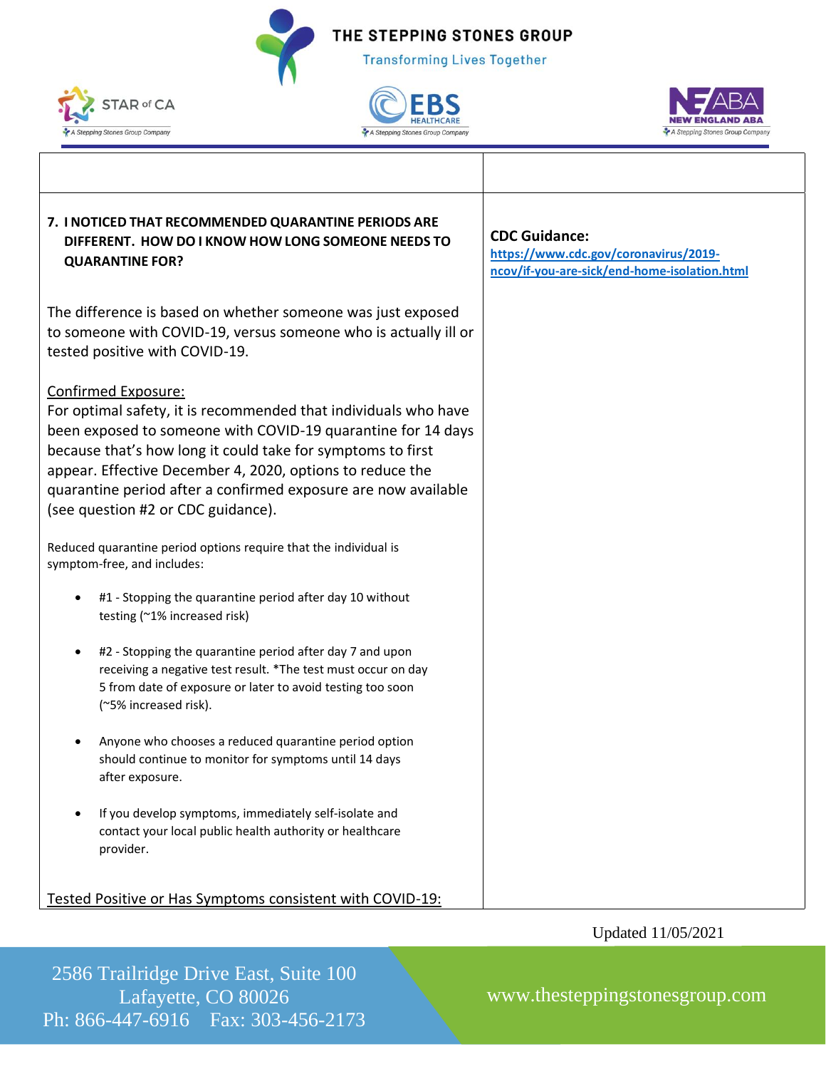| | |
|---|---|
| **7. I NOTICED THAT RECOMMENDED QUARANTINE PERIODS ARE DIFFERENT. HOW DO I KNOW HOW LONG SOMEONE NEEDS TO QUARANTINE FOR?**<br><br>The difference is based on whether someone was just exposed to someone with COVID-19, versus someone who is actually ill or tested positive with COVID-19.<br><br><u>Confirmed Exposure:</u><br>For optimal safety, it is recommended that individuals who have been exposed to someone with COVID-19 quarantine for 14 days because that's how long it could take for symptoms to first appear. Effective December 4, 2020, options to reduce the quarantine period after a confirmed exposure are now available (see question #2 or CDC guidance).<br><br>Reduced quarantine period options require that the individual is symptom-free, and includes:<br><br>• #1 - Stopping the quarantine period after day 10 without testing (~1% increased risk)<br><br>• #2 - Stopping the quarantine period after day 7 and upon receiving a negative test result. *The test must occur on day 5 from date of exposure or later to avoid testing too soon (~5% increased risk).<br><br>• Anyone who chooses a reduced quarantine period option should continue to monitor for symptoms until 14 days after exposure.<br><br>• If you develop symptoms, immediately self-isolate and contact your local public health authority or healthcare provider.<br><br><u>Tested Positive or Has Symptoms consistent with COVID-19:</u> | **CDC Guidance:**<br>https://www.cdc.gov/coronavirus/2019-ncov/if-you-are-sick/end-home-isolation.html |

Updated 11/05/2021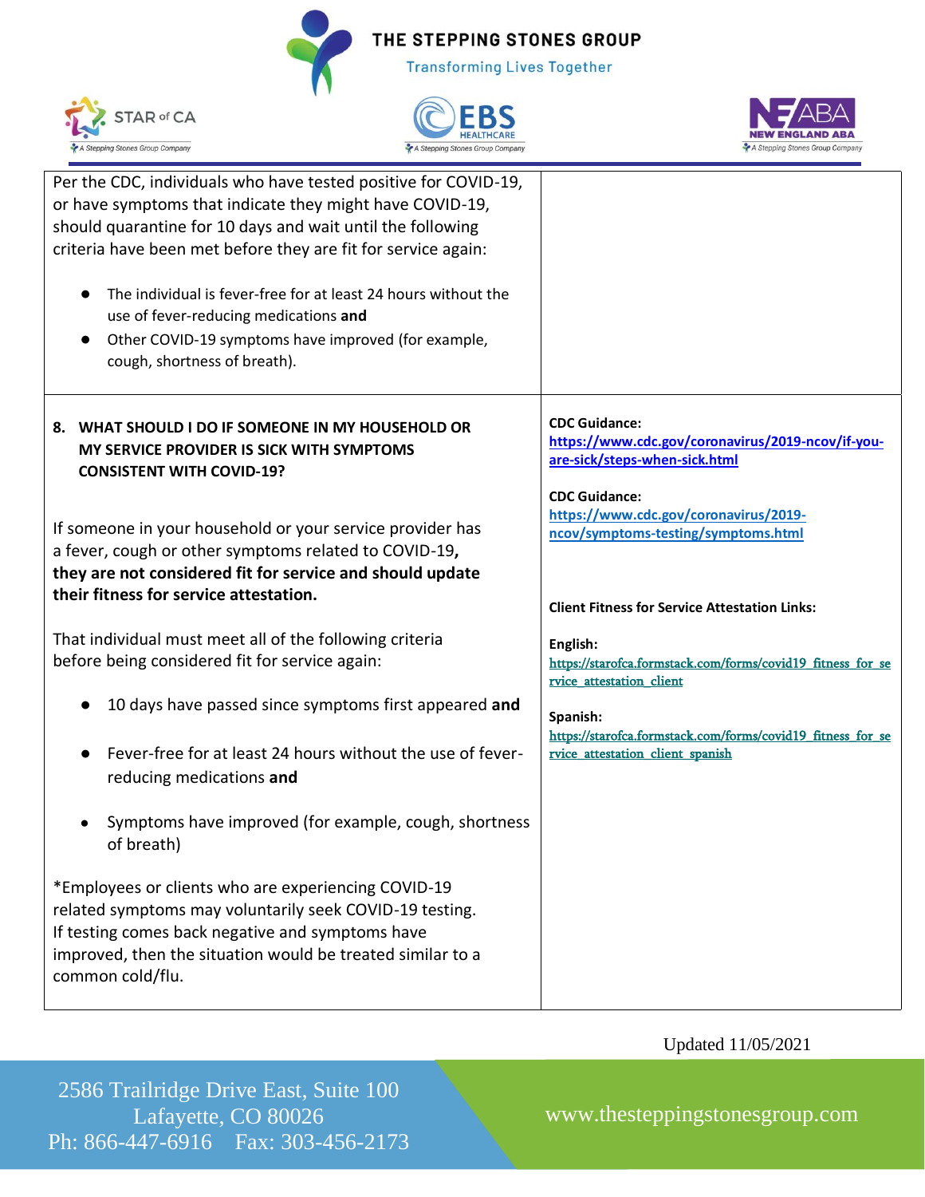| | |
|---|---|
| Per the CDC, individuals who have tested positive for COVID-19, or have symptoms that indicate they might have COVID-19, should quarantine for 10 days and wait until the following criteria have been met before they are fit for service again:<br><br>• The individual is fever-free for at least 24 hours without the use of fever-reducing medications **and**<br>• Other COVID-19 symptoms have improved (for example, cough, shortness of breath). | |
| **8. WHAT SHOULD I DO IF SOMEONE IN MY HOUSEHOLD OR MY SERVICE PROVIDER IS SICK WITH SYMPTOMS CONSISTENT WITH COVID-19?**<br><br>If someone in your household or your service provider has a fever, cough or other symptoms related to COVID-19**, they are not considered fit for service and should update their fitness for service attestation.**<br><br>That individual must meet all of the following criteria before being considered fit for service again:<br><br>• 10 days have passed since symptoms first appeared **and**<br>• Fever-free for at least 24 hours without the use of fever-reducing medications **and**<br>• Symptoms have improved (for example, cough, shortness of breath)<br><br>*Employees or clients who are experiencing COVID-19 related symptoms may voluntarily seek COVID-19 testing. If testing comes back negative and symptoms have improved, then the situation would be treated similar to a common cold/flu. | **CDC Guidance:**<br>**https://www.cdc.gov/coronavirus/2019-ncov/if-you-are-sick/steps-when-sick.html**<br><br>**CDC Guidance:**<br>**https://www.cdc.gov/coronavirus/2019-ncov/symptoms-testing/symptoms.html**<br><br>**Client Fitness for Service Attestation Links:**<br><br>**English:**<br>https://starofca.formstack.com/forms/covid19_fitness_for_service_attestation_client<br><br>**Spanish:**<br>https://starofca.formstack.com/forms/covid19_fitness_for_service_attestation_client_spanish |

Updated 11/05/2021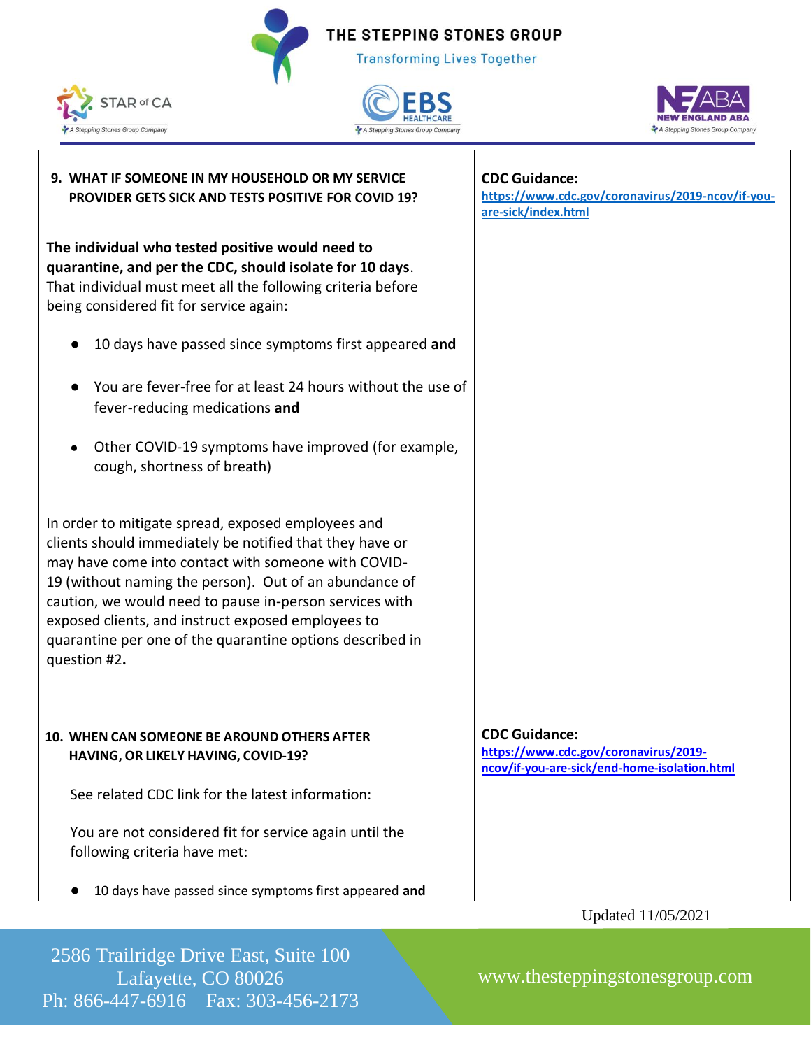| | |
|---|---|
| **9. WHAT IF SOMEONE IN MY HOUSEHOLD OR MY SERVICE PROVIDER GETS SICK AND TESTS POSITIVE FOR COVID 19?**<br><br>**The individual who tested positive would need to quarantine, and per the CDC, should isolate for 10 days**. That individual must meet all the following criteria before being considered fit for service again:<br><br>● 10 days have passed since symptoms first appeared **and**<br>● You are fever-free for at least 24 hours without the use of fever-reducing medications **and**<br>● Other COVID-19 symptoms have improved (for example, cough, shortness of breath)<br><br>In order to mitigate spread, exposed employees and clients should immediately be notified that they have or may have come into contact with someone with COVID-19 (without naming the person). Out of an abundance of caution, we would need to pause in-person services with exposed clients, and instruct exposed employees to quarantine per one of the quarantine options described in question #2**.** | **CDC Guidance:**<br>https://www.cdc.gov/coronavirus/2019-ncov/if-you-are-sick/index.html |
| **10. WHEN CAN SOMEONE BE AROUND OTHERS AFTER HAVING, OR LIKELY HAVING, COVID-19?**<br><br>See related CDC link for the latest information:<br><br>You are not considered fit for service again until the following criteria have met:<br><br>● 10 days have passed since symptoms first appeared **and** | **CDC Guidance:**<br>https://www.cdc.gov/coronavirus/2019-ncov/if-you-are-sick/end-home-isolation.html |

Updated 11/05/2021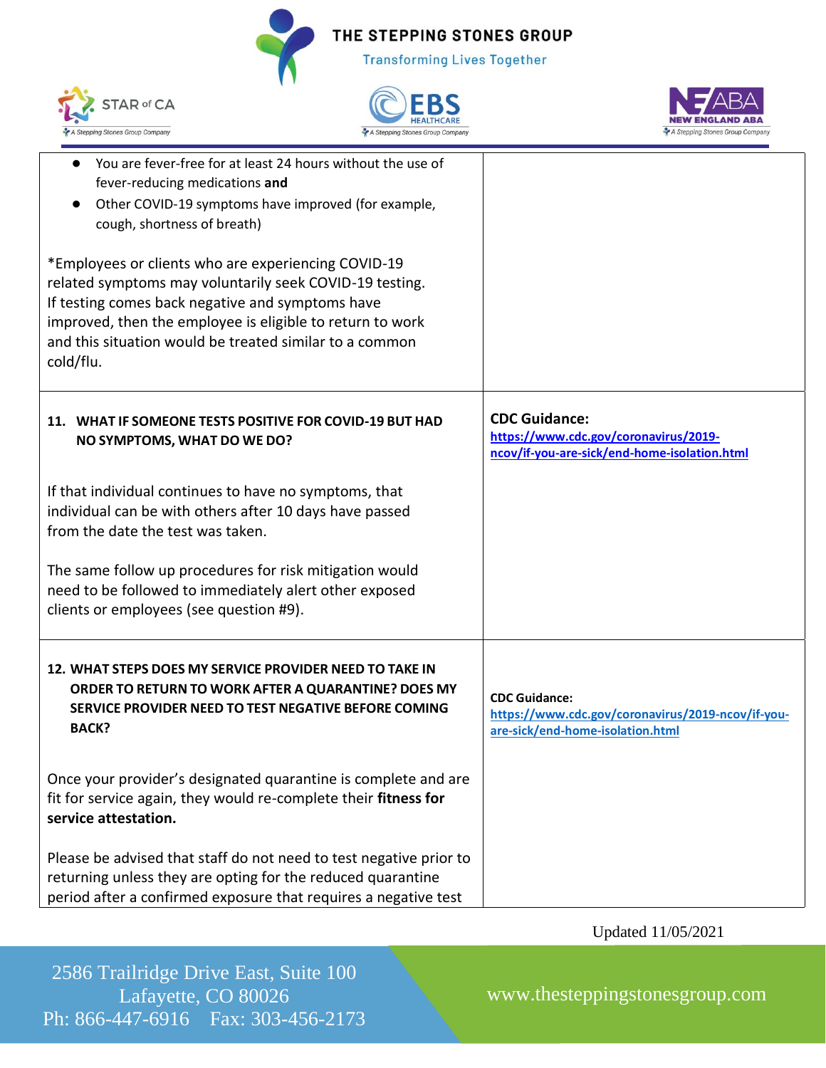| | |
|---|---|
| ● You are fever-free for at least 24 hours without the use of fever-reducing medications **and**<br>● Other COVID-19 symptoms have improved (for example, cough, shortness of breath)<br><br>*Employees or clients who are experiencing COVID-19 related symptoms may voluntarily seek COVID-19 testing. If testing comes back negative and symptoms have improved, then the employee is eligible to return to work and this situation would be treated similar to a common cold/flu. | |
| **11. WHAT IF SOMEONE TESTS POSITIVE FOR COVID-19 BUT HAD NO SYMPTOMS, WHAT DO WE DO?**<br><br>If that individual continues to have no symptoms, that individual can be with others after 10 days have passed from the date the test was taken.<br><br>The same follow up procedures for risk mitigation would need to be followed to immediately alert other exposed clients or employees (see question #9). | **CDC Guidance:**<br>https://www.cdc.gov/coronavirus/2019-ncov/if-you-are-sick/end-home-isolation.html |
| **12. WHAT STEPS DOES MY SERVICE PROVIDER NEED TO TAKE IN ORDER TO RETURN TO WORK AFTER A QUARANTINE? DOES MY SERVICE PROVIDER NEED TO TEST NEGATIVE BEFORE COMING BACK?**<br><br>Once your provider's designated quarantine is complete and are fit for service again, they would re-complete their **fitness for service attestation.**<br><br>Please be advised that staff do not need to test negative prior to returning unless they are opting for the reduced quarantine period after a confirmed exposure that requires a negative test | **CDC Guidance:**<br>https://www.cdc.gov/coronavirus/2019-ncov/if-you-are-sick/end-home-isolation.html |

Updated 11/05/2021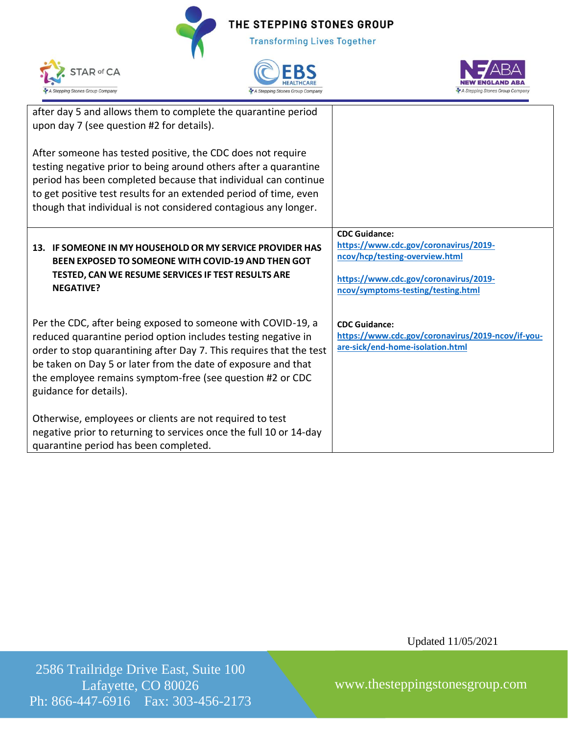| | |
|---|---|
| after day 5 and allows them to complete the quarantine period upon day 7 (see question #2 for details).<br><br>After someone has tested positive, the CDC does not require testing negative prior to being around others after a quarantine period has been completed because that individual can continue to get positive test results for an extended period of time, even though that individual is not considered contagious any longer. | |
| **13. IF SOMEONE IN MY HOUSEHOLD OR MY SERVICE PROVIDER HAS BEEN EXPOSED TO SOMEONE WITH COVID-19 AND THEN GOT TESTED, CAN WE RESUME SERVICES IF TEST RESULTS ARE NEGATIVE?**<br><br>Per the CDC, after being exposed to someone with COVID-19, a reduced quarantine period option includes testing negative in order to stop quarantining after Day 7. This requires that the test be taken on Day 5 or later from the date of exposure and that the employee remains symptom-free (see question #2 or CDC guidance for details).<br><br>Otherwise, employees or clients are not required to test negative prior to returning to services once the full 10 or 14-day quarantine period has been completed. | **CDC Guidance:**<br>**https://www.cdc.gov/coronavirus/2019-ncov/hcp/testing-overview.html**<br><br>**https://www.cdc.gov/coronavirus/2019-ncov/symptoms-testing/testing.html**<br><br>**CDC Guidance:**<br>**https://www.cdc.gov/coronavirus/2019-ncov/if-you-are-sick/end-home-isolation.html** |

Updated 11/05/2021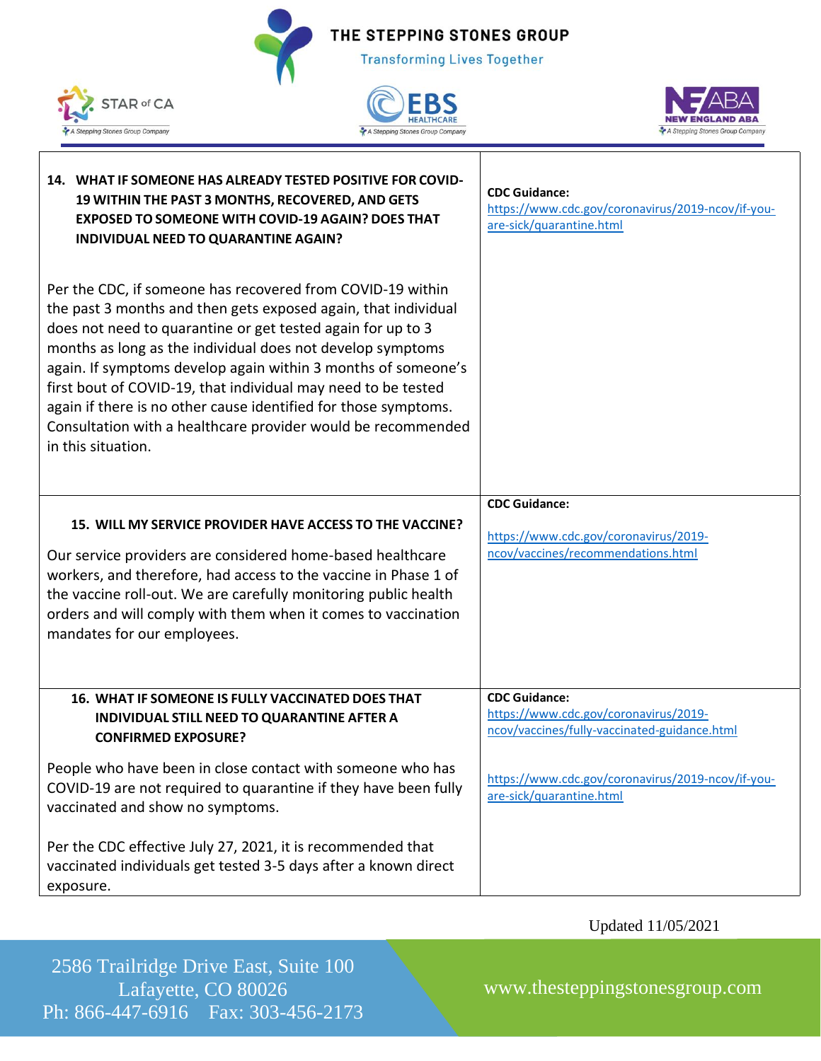| | |
|---|---|
| **14. WHAT IF SOMEONE HAS ALREADY TESTED POSITIVE FOR COVID-19 WITHIN THE PAST 3 MONTHS, RECOVERED, AND GETS EXPOSED TO SOMEONE WITH COVID-19 AGAIN? DOES THAT INDIVIDUAL NEED TO QUARANTINE AGAIN?**<br><br>Per the CDC, if someone has recovered from COVID-19 within the past 3 months and then gets exposed again, that individual does not need to quarantine or get tested again for up to 3 months as long as the individual does not develop symptoms again. If symptoms develop again within 3 months of someone's first bout of COVID-19, that individual may need to be tested again if there is no other cause identified for those symptoms. Consultation with a healthcare provider would be recommended in this situation. | **CDC Guidance:**<br>https://www.cdc.gov/coronavirus/2019-ncov/if-you-are-sick/quarantine.html |
| **15. WILL MY SERVICE PROVIDER HAVE ACCESS TO THE VACCINE?**<br><br>Our service providers are considered home-based healthcare workers, and therefore, had access to the vaccine in Phase 1 of the vaccine roll-out. We are carefully monitoring public health orders and will comply with them when it comes to vaccination mandates for our employees. | **CDC Guidance:**<br><br>https://www.cdc.gov/coronavirus/2019-ncov/vaccines/recommendations.html |
| **16. WHAT IF SOMEONE IS FULLY VACCINATED DOES THAT INDIVIDUAL STILL NEED TO QUARANTINE AFTER A CONFIRMED EXPOSURE?**<br><br>People who have been in close contact with someone who has COVID-19 are not required to quarantine if they have been fully vaccinated and show no symptoms.<br><br>Per the CDC effective July 27, 2021, it is recommended that vaccinated individuals get tested 3-5 days after a known direct exposure. | **CDC Guidance:**<br>https://www.cdc.gov/coronavirus/2019-ncov/vaccines/fully-vaccinated-guidance.html<br><br>https://www.cdc.gov/coronavirus/2019-ncov/if-you-are-sick/quarantine.html |

Updated 11/05/2021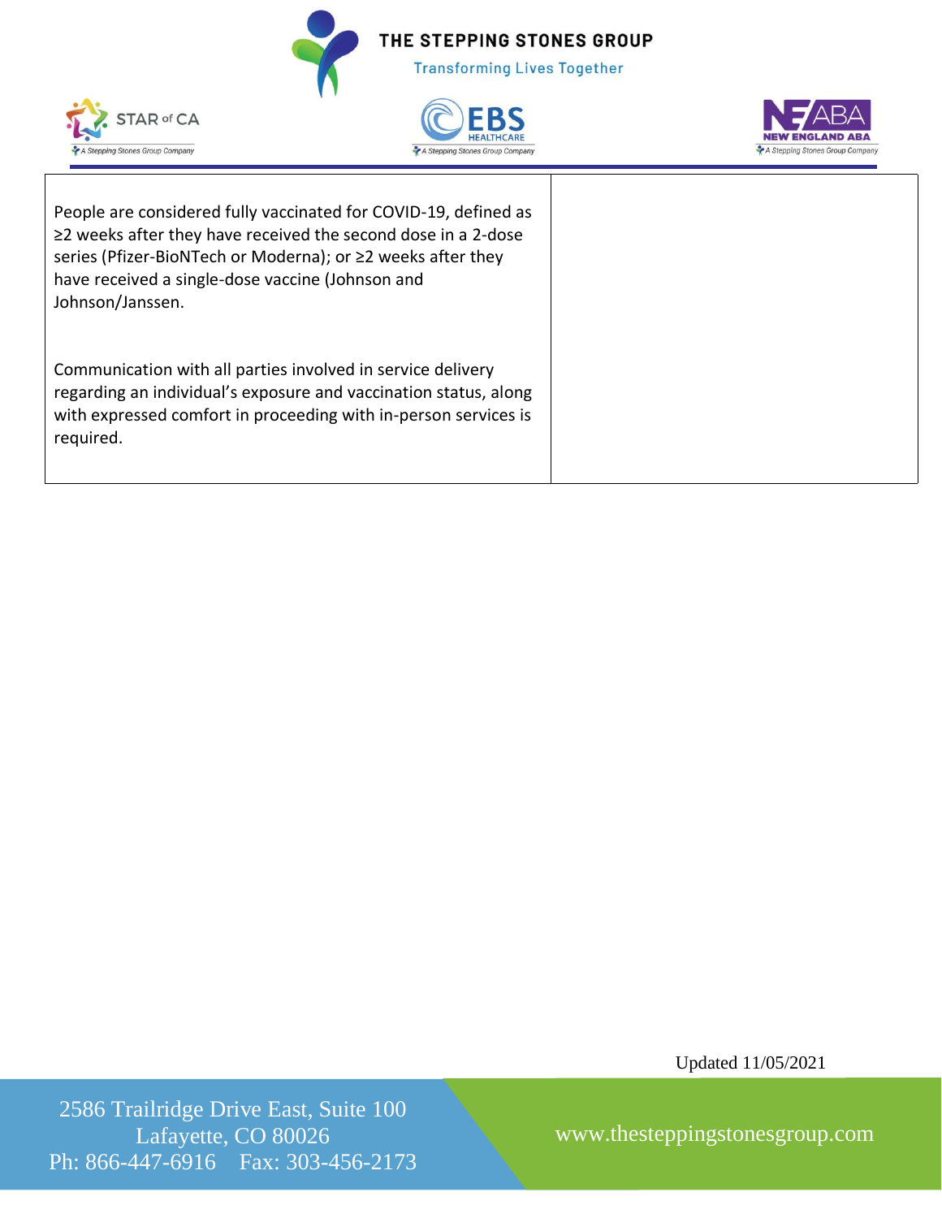| | |
|---|---|
| People are considered fully vaccinated for COVID-19, defined as ≥2 weeks after they have received the second dose in a 2-dose series (Pfizer-BioNTech or Moderna); or ≥2 weeks after they have received a single-dose vaccine (Johnson and Johnson/Janssen.<br><br>Communication with all parties involved in service delivery regarding an individual's exposure and vaccination status, along with expressed comfort in proceeding with in-person services is required. | |

Updated 11/05/2021